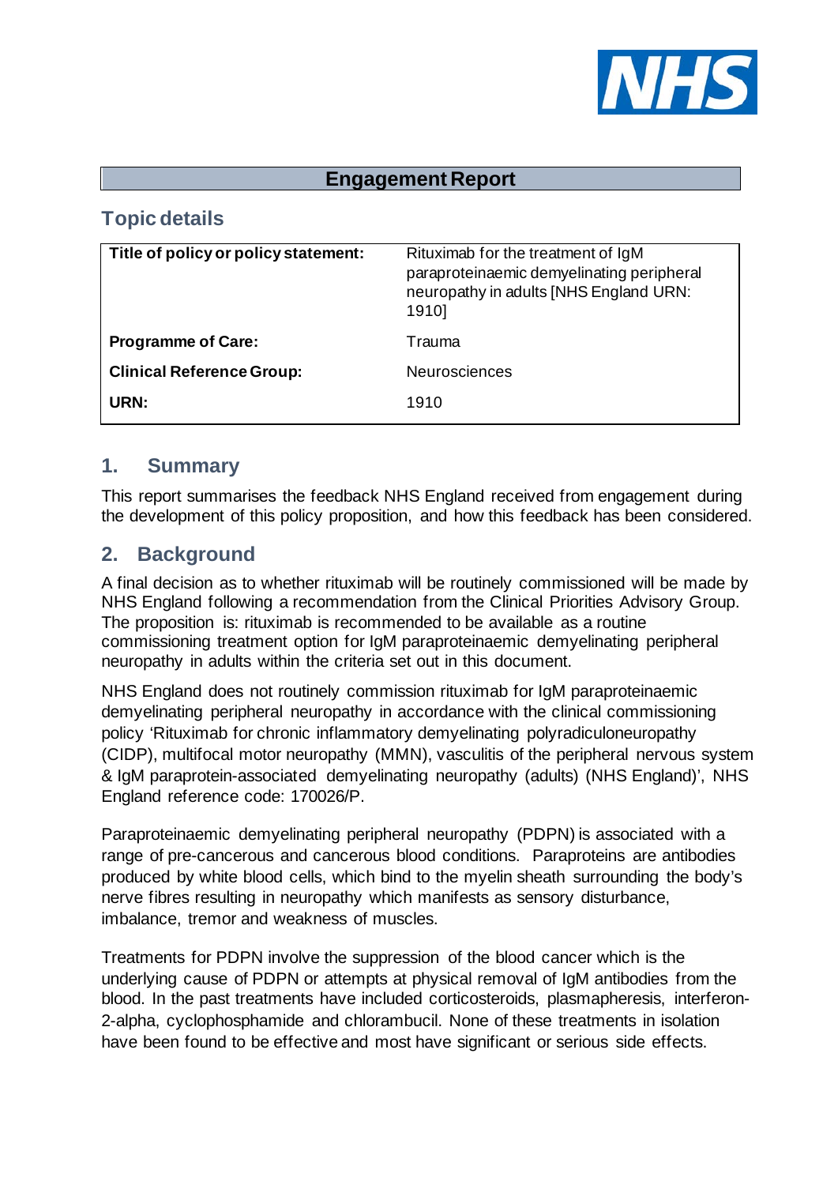# Engagement Report

## Topic details

| Title of policy or policy statement: | Rituximab for the treatment of IgM paraproteinaemic demyelinating peripheral neuropathy in adults [NHS England URN: 1910] |
|---|---|
| Programme of Care: | Trauma |
| Clinical Reference Group: | Neurosciences |
| URN: | 1910 |

## 1. Summary

This report summarises the feedback NHS England received from engagement during the development of this policy proposition, and how this feedback has been considered.

## 2. Background

A final decision as to whether rituximab will be routinely commissioned will be made by NHS England following a recommendation from the Clinical Priorities Advisory Group. The proposition is: rituximab is recommended to be available as a routine commissioning treatment option for IgM paraproteinaemic demyelinating peripheral neuropathy in adults within the criteria set out in this document.

NHS England does not routinely commission rituximab for IgM paraproteinaemic demyelinating peripheral neuropathy in accordance with the clinical commissioning policy 'Rituximab for chronic inflammatory demyelinating polyradiculoneuropathy (CIDP), multifocal motor neuropathy (MMN), vasculitis of the peripheral nervous system & IgM paraprotein-associated demyelinating neuropathy (adults) (NHS England)', NHS England reference code: 170026/P.

Paraproteinaemic demyelinating peripheral neuropathy (PDPN) is associated with a range of pre-cancerous and cancerous blood conditions. Paraproteins are antibodies produced by white blood cells, which bind to the myelin sheath surrounding the body's nerve fibres resulting in neuropathy which manifests as sensory disturbance, imbalance, tremor and weakness of muscles.

Treatments for PDPN involve the suppression of the blood cancer which is the underlying cause of PDPN or attempts at physical removal of IgM antibodies from the blood. In the past treatments have included corticosteroids, plasmapheresis, interferon-2-alpha, cyclophosphamide and chlorambucil. None of these treatments in isolation have been found to be effective and most have significant or serious side effects.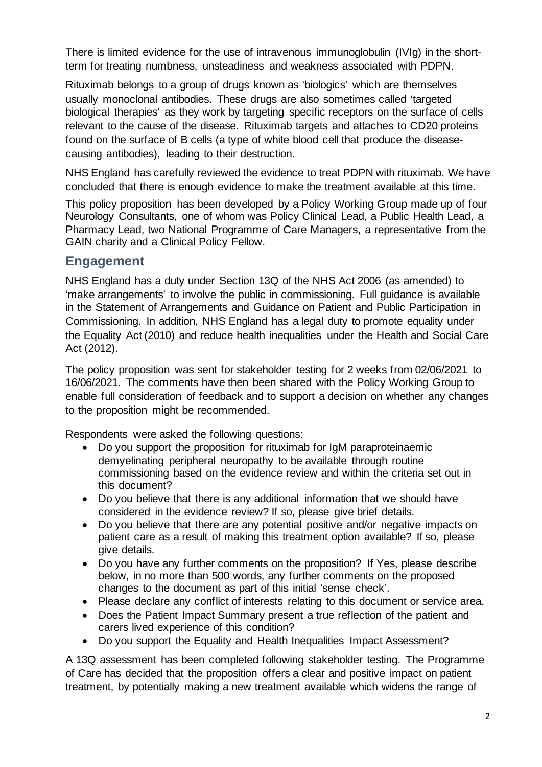There is limited evidence for the use of intravenous immunoglobulin (IVIg) in the short-term for treating numbness, unsteadiness and weakness associated with PDPN.

Rituximab belongs to a group of drugs known as 'biologics' which are themselves usually monoclonal antibodies. These drugs are also sometimes called 'targeted biological therapies' as they work by targeting specific receptors on the surface of cells relevant to the cause of the disease. Rituximab targets and attaches to CD20 proteins found on the surface of B cells (a type of white blood cell that produce the disease-causing antibodies), leading to their destruction.

NHS England has carefully reviewed the evidence to treat PDPN with rituximab. We have concluded that there is enough evidence to make the treatment available at this time.

This policy proposition has been developed by a Policy Working Group made up of four Neurology Consultants, one of whom was Policy Clinical Lead, a Public Health Lead, a Pharmacy Lead, two National Programme of Care Managers, a representative from the GAIN charity and a Clinical Policy Fellow.

## Engagement

NHS England has a duty under Section 13Q of the NHS Act 2006 (as amended) to 'make arrangements' to involve the public in commissioning. Full guidance is available in the Statement of Arrangements and Guidance on Patient and Public Participation in Commissioning. In addition, NHS England has a legal duty to promote equality under the Equality Act (2010) and reduce health inequalities under the Health and Social Care Act (2012).

The policy proposition was sent for stakeholder testing for 2 weeks from 02/06/2021 to 16/06/2021. The comments have then been shared with the Policy Working Group to enable full consideration of feedback and to support a decision on whether any changes to the proposition might be recommended.

Respondents were asked the following questions:

- Do you support the proposition for rituximab for IgM paraproteinaemic demyelinating peripheral neuropathy to be available through routine commissioning based on the evidence review and within the criteria set out in this document?
- Do you believe that there is any additional information that we should have considered in the evidence review? If so, please give brief details.
- Do you believe that there are any potential positive and/or negative impacts on patient care as a result of making this treatment option available? If so, please give details.
- Do you have any further comments on the proposition? If Yes, please describe below, in no more than 500 words, any further comments on the proposed changes to the document as part of this initial 'sense check'.
- Please declare any conflict of interests relating to this document or service area.
- Does the Patient Impact Summary present a true reflection of the patient and carers lived experience of this condition?
- Do you support the Equality and Health Inequalities Impact Assessment?

A 13Q assessment has been completed following stakeholder testing. The Programme of Care has decided that the proposition offers a clear and positive impact on patient treatment, by potentially making a new treatment available which widens the range of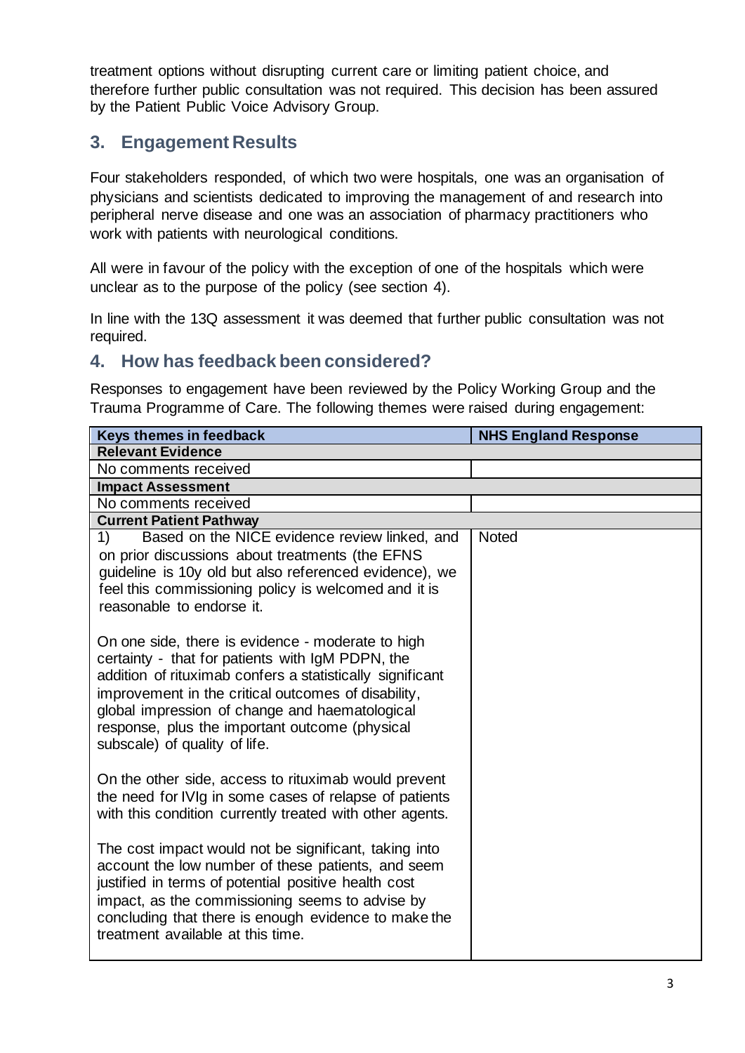treatment options without disrupting current care or limiting patient choice, and therefore further public consultation was not required. This decision has been assured by the Patient Public Voice Advisory Group.

## 3. Engagement Results

Four stakeholders responded, of which two were hospitals, one was an organisation of physicians and scientists dedicated to improving the management of and research into peripheral nerve disease and one was an association of pharmacy practitioners who work with patients with neurological conditions.

All were in favour of the policy with the exception of one of the hospitals which were unclear as to the purpose of the policy (see section 4).

In line with the 13Q assessment it was deemed that further public consultation was not required.

## 4. How has feedback been considered?

Responses to engagement have been reviewed by the Policy Working Group and the Trauma Programme of Care. The following themes were raised during engagement:

| Keys themes in feedback | NHS England Response |
|---|---|
| **Relevant Evidence** | |
| No comments received | |
| **Impact Assessment** | |
| No comments received | |
| **Current Patient Pathway** | |
| 1) Based on the NICE evidence review linked, and on prior discussions about treatments (the EFNS guideline is 10y old but also referenced evidence), we feel this commissioning policy is welcomed and it is reasonable to endorse it.<br><br>On one side, there is evidence - moderate to high certainty - that for patients with IgM PDPN, the addition of rituximab confers a statistically significant improvement in the critical outcomes of disability, global impression of change and haematological response, plus the important outcome (physical subscale) of quality of life.<br><br>On the other side, access to rituximab would prevent the need for IVIg in some cases of relapse of patients with this condition currently treated with other agents.<br><br>The cost impact would not be significant, taking into account the low number of these patients, and seem justified in terms of potential positive health cost impact, as the commissioning seems to advise by concluding that there is enough evidence to make the treatment available at this time. | Noted |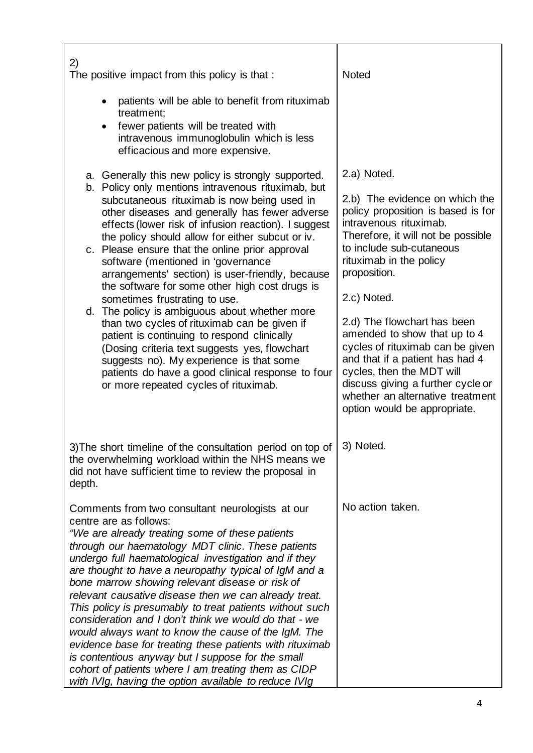| | |
|---|---|
| 2)<br>The positive impact from this policy is that :<br><br>• patients will be able to benefit from rituximab treatment;<br>• fewer patients will be treated with intravenous immunoglobulin which is less efficacious and more expensive.<br><br>a. Generally this new policy is strongly supported.<br>b. Policy only mentions intravenous rituximab, but subcutaneous rituximab is now being used in other diseases and generally has fewer adverse effects (lower risk of infusion reaction). I suggest the policy should allow for either subcut or iv.<br>c. Please ensure that the online prior approval software (mentioned in 'governance arrangements' section) is user-friendly, because the software for some other high cost drugs is sometimes frustrating to use.<br>d. The policy is ambiguous about whether more than two cycles of rituximab can be given if patient is continuing to respond clinically (Dosing criteria text suggests yes, flowchart suggests no). My experience is that some patients do have a good clinical response to four or more repeated cycles of rituximab. | Noted<br><br>2.a) Noted.<br><br>2.b) The evidence on which the policy proposition is based is for intravenous rituximab. Therefore, it will not be possible to include sub-cutaneous rituximab in the policy proposition.<br><br>2.c) Noted.<br><br>2.d) The flowchart has been amended to show that up to 4 cycles of rituximab can be given and that if a patient has had 4 cycles, then the MDT will discuss giving a further cycle or whether an alternative treatment option would be appropriate. |
| 3)The short timeline of the consultation period on top of the overwhelming workload within the NHS means we did not have sufficient time to review the proposal in depth.<br><br>Comments from two consultant neurologists at our centre are as follows:<br>*"We are already treating some of these patients through our haematology MDT clinic. These patients undergo full haematological investigation and if they are thought to have a neuropathy typical of IgM and a bone marrow showing relevant disease or risk of relevant causative disease then we can already treat. This policy is presumably to treat patients without such consideration and I don't think we would do that - we would always want to know the cause of the IgM. The evidence base for treating these patients with rituximab is contentious anyway but I suppose for the small cohort of patients where I am treating them as CIDP with IVIg, having the option available to reduce IVIg* | 3) Noted.<br><br>No action taken. |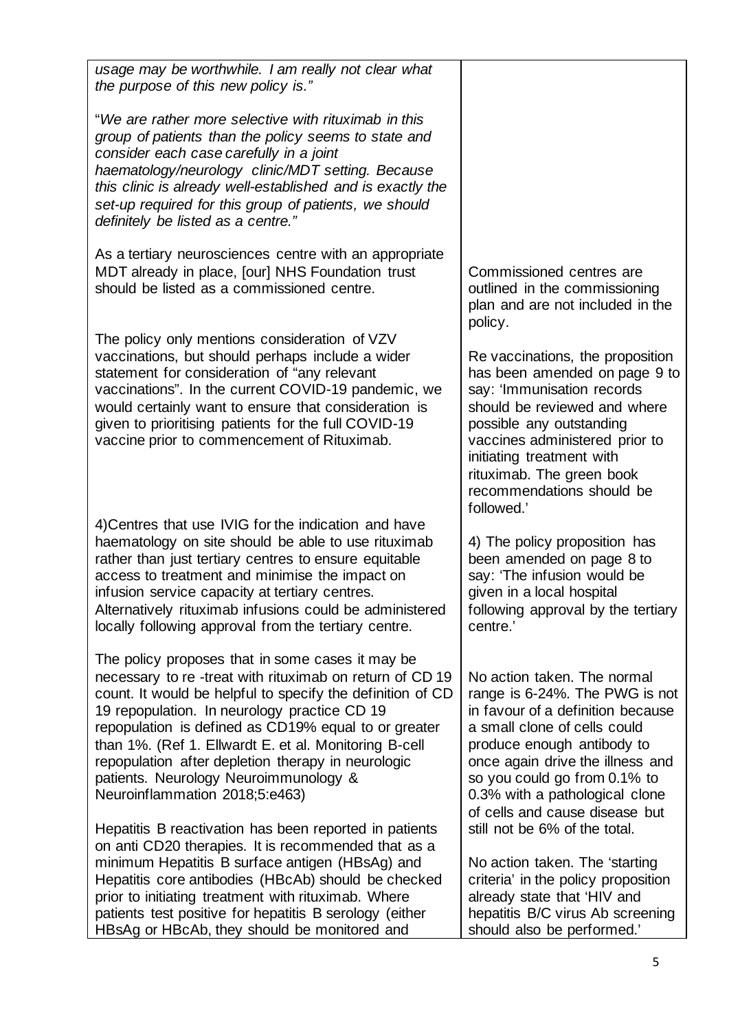| | |
|---|---|
| *usage may be worthwhile. I am really not clear what the purpose of this new policy is."*<br><br>"*We are rather more selective with rituximab in this group of patients than the policy seems to state and consider each case carefully in a joint haematology/neurology clinic/MDT setting. Because this clinic is already well-established and is exactly the set-up required for this group of patients, we should definitely be listed as a centre."*<br><br>As a tertiary neurosciences centre with an appropriate MDT already in place, [our] NHS Foundation trust should be listed as a commissioned centre. | Commissioned centres are outlined in the commissioning plan and are not included in the policy. |
| The policy only mentions consideration of VZV vaccinations, but should perhaps include a wider statement for consideration of "any relevant vaccinations". In the current COVID-19 pandemic, we would certainly want to ensure that consideration is given to prioritising patients for the full COVID-19 vaccine prior to commencement of Rituximab. | Re vaccinations, the proposition has been amended on page 9 to say: 'Immunisation records should be reviewed and where possible any outstanding vaccines administered prior to initiating treatment with rituximab. The green book recommendations should be followed.' |
| 4)Centres that use IVIG for the indication and have haematology on site should be able to use rituximab rather than just tertiary centres to ensure equitable access to treatment and minimise the impact on infusion service capacity at tertiary centres. Alternatively rituximab infusions could be administered locally following approval from the tertiary centre. | 4) The policy proposition has been amended on page 8 to say: 'The infusion would be given in a local hospital following approval by the tertiary centre.' |
| The policy proposes that in some cases it may be necessary to re -treat with rituximab on return of CD 19 count. It would be helpful to specify the definition of CD 19 repopulation. In neurology practice CD 19 repopulation is defined as CD19% equal to or greater than 1%. (Ref 1. Ellwardt E. et al. Monitoring B-cell repopulation after depletion therapy in neurologic patients. Neurology Neuroimmunology & Neuroinflammation 2018;5:e463) | No action taken. The normal range is 6-24%. The PWG is not in favour of a definition because a small clone of cells could produce enough antibody to once again drive the illness and so you could go from 0.1% to 0.3% with a pathological clone of cells and cause disease but still not be 6% of the total. |
| Hepatitis B reactivation has been reported in patients on anti CD20 therapies. It is recommended that as a minimum Hepatitis B surface antigen (HBsAg) and Hepatitis core antibodies (HBcAb) should be checked prior to initiating treatment with rituximab. Where patients test positive for hepatitis B serology (either HBsAg or HBcAb, they should be monitored and | No action taken. The 'starting criteria' in the policy proposition already state that 'HIV and hepatitis B/C virus Ab screening should also be performed.' |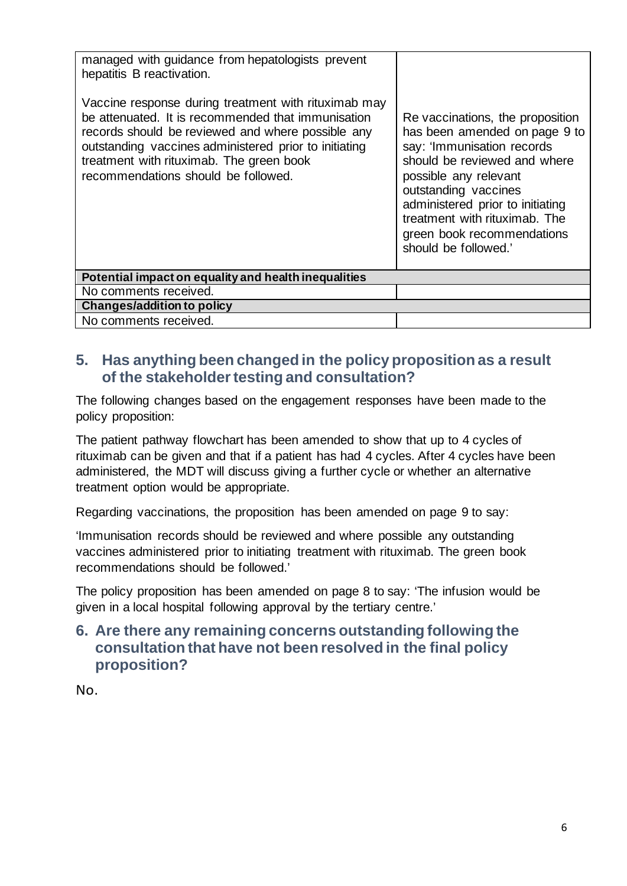| | |
|---|---|
| managed with guidance from hepatologists prevent hepatitis B reactivation.<br><br>Vaccine response during treatment with rituximab may be attenuated. It is recommended that immunisation records should be reviewed and where possible any outstanding vaccines administered prior to initiating treatment with rituximab. The green book recommendations should be followed. | Re vaccinations, the proposition has been amended on page 9 to say: 'Immunisation records should be reviewed and where possible any relevant outstanding vaccines administered prior to initiating treatment with rituximab. The green book recommendations should be followed.' |
| **Potential impact on equality and health inequalities** | |
| No comments received. | |
| **Changes/addition to policy** | |
| No comments received. | |

## 5. Has anything been changed in the policy proposition as a result of the stakeholder testing and consultation?

The following changes based on the engagement responses have been made to the policy proposition:

The patient pathway flowchart has been amended to show that up to 4 cycles of rituximab can be given and that if a patient has had 4 cycles. After 4 cycles have been administered, the MDT will discuss giving a further cycle or whether an alternative treatment option would be appropriate.

Regarding vaccinations, the proposition has been amended on page 9 to say:

'Immunisation records should be reviewed and where possible any outstanding vaccines administered prior to initiating treatment with rituximab. The green book recommendations should be followed.'

The policy proposition has been amended on page 8 to say: 'The infusion would be given in a local hospital following approval by the tertiary centre.'

## 6. Are there any remaining concerns outstanding following the consultation that have not been resolved in the final policy proposition?

No.